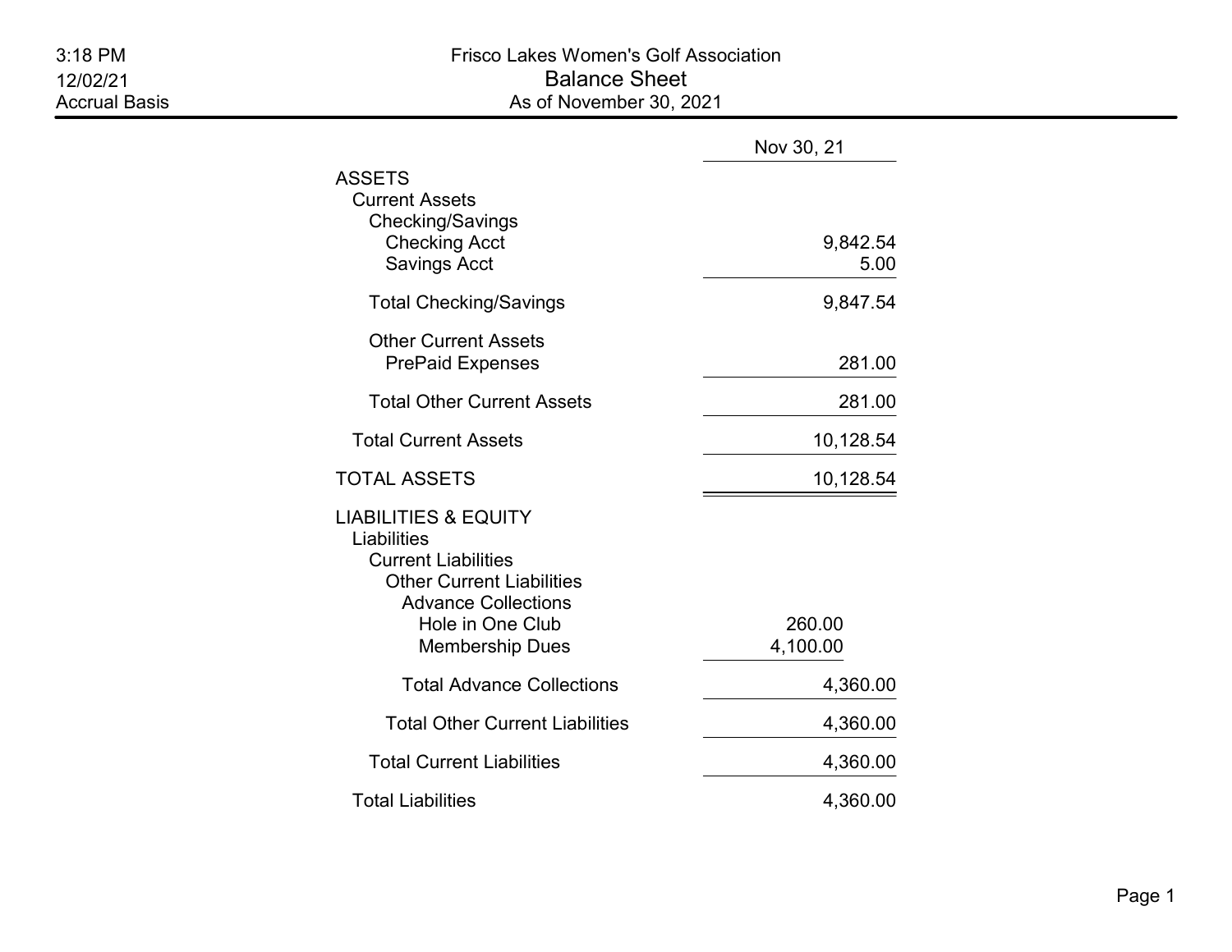3:18 PM
12/02/21
Accrual Basis

# Frisco Lakes Women's Golf Association

## Balance Sheet

As of November 30, 2021

| | | Nov 30, 21 |
|---|---|---|
| **ASSETS** | | |
| Current Assets | | |
| Checking/Savings | | |
| Checking Acct | | 9,842.54 |
| Savings Acct | | 5.00 |
| Total Checking/Savings | | 9,847.54 |
| Other Current Assets | | |
| PrePaid Expenses | | 281.00 |
| Total Other Current Assets | | 281.00 |
| Total Current Assets | | 10,128.54 |
| **TOTAL ASSETS** | | 10,128.54 |
| **LIABILITIES & EQUITY** | | |
| Liabilities | | |
| Current Liabilities | | |
| Other Current Liabilities | | |
| Advance Collections | | |
| Hole in One Club | 260.00 | |
| Membership Dues | 4,100.00 | |
| Total Advance Collections | | 4,360.00 |
| Total Other Current Liabilities | | 4,360.00 |
| Total Current Liabilities | | 4,360.00 |
| Total Liabilities | | 4,360.00 |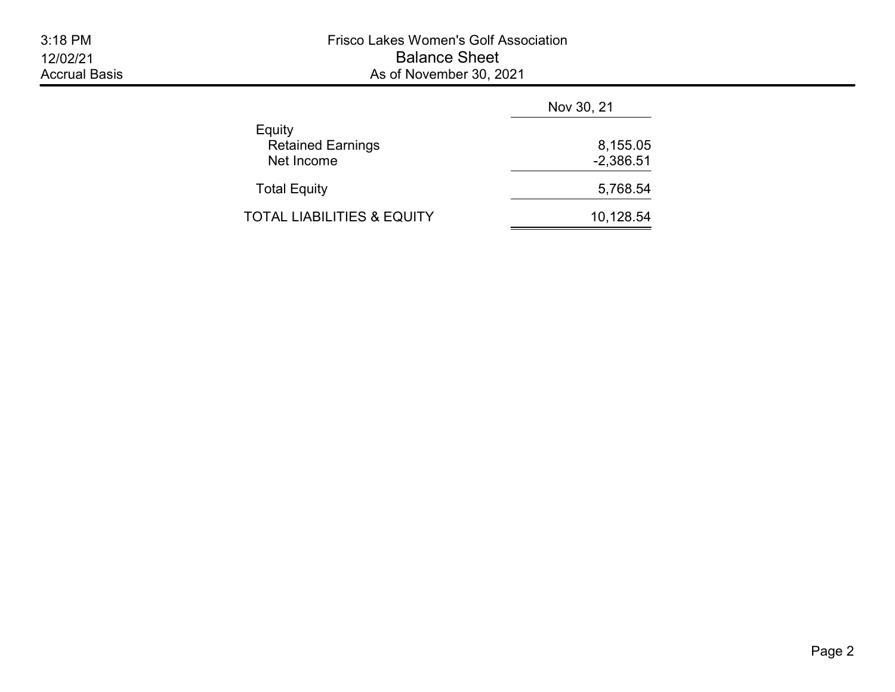# Frisco Lakes Women's Golf Association

## Balance Sheet

As of November 30, 2021

3:18 PM
12/02/21
Accrual Basis

| | Nov 30, 21 |
|---|---|
| Equity | |
| Retained Earnings | 8,155.05 |
| Net Income | -2,386.51 |
| Total Equity | 5,768.54 |
| TOTAL LIABILITIES & EQUITY | 10,128.54 |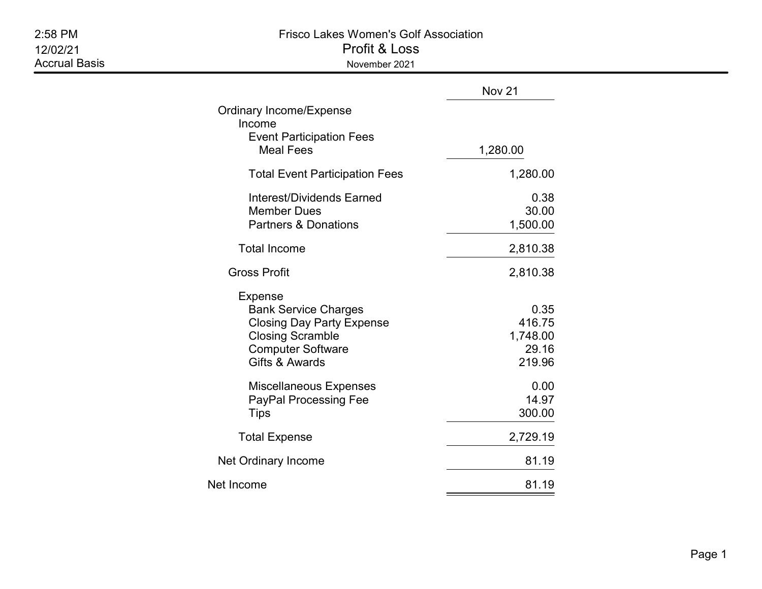2:58 PM
12/02/21
Accrual Basis

# Frisco Lakes Women's Golf Association

## Profit & Loss

November 2021

| | Nov 21 |
|---|---|
| Ordinary Income/Expense | |
| Income | |
| Event Participation Fees | |
| Meal Fees | 1,280.00 |
| Total Event Participation Fees | 1,280.00 |
| Interest/Dividends Earned | 0.38 |
| Member Dues | 30.00 |
| Partners & Donations | 1,500.00 |
| Total Income | 2,810.38 |
| Gross Profit | 2,810.38 |
| Expense | |
| Bank Service Charges | 0.35 |
| Closing Day Party Expense | 416.75 |
| Closing Scramble | 1,748.00 |
| Computer Software | 29.16 |
| Gifts & Awards | 219.96 |
| Miscellaneous Expenses | 0.00 |
| PayPal Processing Fee | 14.97 |
| Tips | 300.00 |
| Total Expense | 2,729.19 |
| Net Ordinary Income | 81.19 |
| Net Income | 81.19 |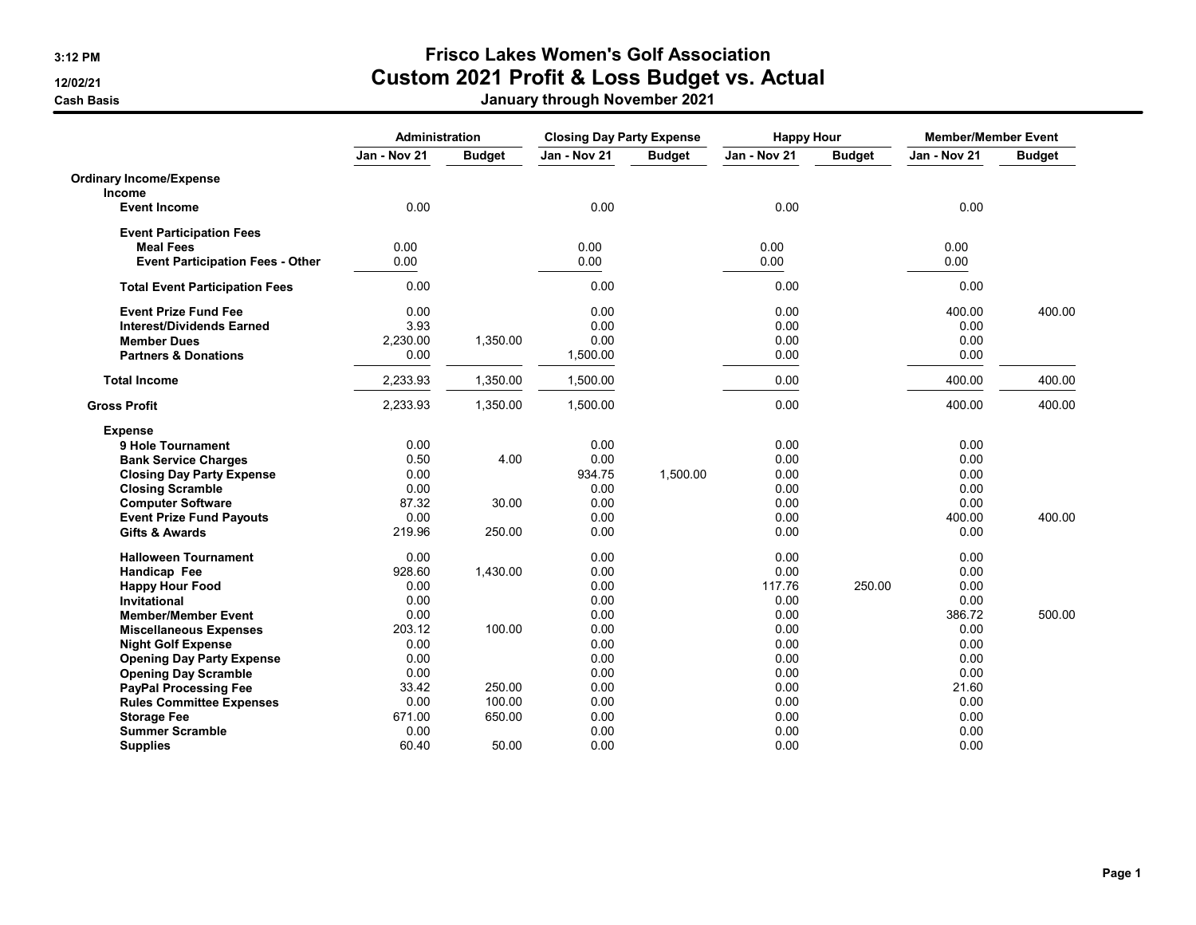# Frisco Lakes Women's Golf Association
## Custom 2021 Profit & Loss Budget vs. Actual
### January through November 2021

3:12 PM
12/02/21
Cash Basis

| | Administration | | Closing Day Party Expense | | Happy Hour | | Member/Member Event | |
|---|---|---|---|---|---|---|---|---|
| | Jan - Nov 21 | Budget | Jan - Nov 21 | Budget | Jan - Nov 21 | Budget | Jan - Nov 21 | Budget |
| **Ordinary Income/Expense** | | | | | | | | |
| **Income** | | | | | | | | |
| **Event Income** | 0.00 | | 0.00 | | 0.00 | | 0.00 | |
| **Event Participation Fees** | | | | | | | | |
| **Meal Fees** | 0.00 | | 0.00 | | 0.00 | | 0.00 | |
| **Event Participation Fees - Other** | 0.00 | | 0.00 | | 0.00 | | 0.00 | |
| **Total Event Participation Fees** | 0.00 | | 0.00 | | 0.00 | | 0.00 | |
| **Event Prize Fund Fee** | 0.00 | | 0.00 | | 0.00 | | 400.00 | 400.00 |
| **Interest/Dividends Earned** | 3.93 | | 0.00 | | 0.00 | | 0.00 | |
| **Member Dues** | 2,230.00 | 1,350.00 | 0.00 | | 0.00 | | 0.00 | |
| **Partners & Donations** | 0.00 | | 1,500.00 | | 0.00 | | 0.00 | |
| **Total Income** | 2,233.93 | 1,350.00 | 1,500.00 | | 0.00 | | 400.00 | 400.00 |
| **Gross Profit** | 2,233.93 | 1,350.00 | 1,500.00 | | 0.00 | | 400.00 | 400.00 |
| **Expense** | | | | | | | | |
| **9 Hole Tournament** | 0.00 | | 0.00 | | 0.00 | | 0.00 | |
| **Bank Service Charges** | 0.50 | 4.00 | 0.00 | | 0.00 | | 0.00 | |
| **Closing Day Party Expense** | 0.00 | | 934.75 | 1,500.00 | 0.00 | | 0.00 | |
| **Closing Scramble** | 0.00 | | 0.00 | | 0.00 | | 0.00 | |
| **Computer Software** | 87.32 | 30.00 | 0.00 | | 0.00 | | 0.00 | |
| **Event Prize Fund Payouts** | 0.00 | | 0.00 | | 0.00 | | 400.00 | 400.00 |
| **Gifts & Awards** | 219.96 | 250.00 | 0.00 | | 0.00 | | 0.00 | |
| **Halloween Tournament** | 0.00 | | 0.00 | | 0.00 | | 0.00 | |
| **Handicap Fee** | 928.60 | 1,430.00 | 0.00 | | 0.00 | | 0.00 | |
| **Happy Hour Food** | 0.00 | | 0.00 | | 117.76 | 250.00 | 0.00 | |
| **Invitational** | 0.00 | | 0.00 | | 0.00 | | 0.00 | |
| **Member/Member Event** | 0.00 | | 0.00 | | 0.00 | | 386.72 | 500.00 |
| **Miscellaneous Expenses** | 203.12 | 100.00 | 0.00 | | 0.00 | | 0.00 | |
| **Night Golf Expense** | 0.00 | | 0.00 | | 0.00 | | 0.00 | |
| **Opening Day Party Expense** | 0.00 | | 0.00 | | 0.00 | | 0.00 | |
| **Opening Day Scramble** | 0.00 | | 0.00 | | 0.00 | | 0.00 | |
| **PayPal Processing Fee** | 33.42 | 250.00 | 0.00 | | 0.00 | | 21.60 | |
| **Rules Committee Expenses** | 0.00 | 100.00 | 0.00 | | 0.00 | | 0.00 | |
| **Storage Fee** | 671.00 | 650.00 | 0.00 | | 0.00 | | 0.00 | |
| **Summer Scramble** | 0.00 | | 0.00 | | 0.00 | | 0.00 | |
| **Supplies** | 60.40 | 50.00 | 0.00 | | 0.00 | | 0.00 | |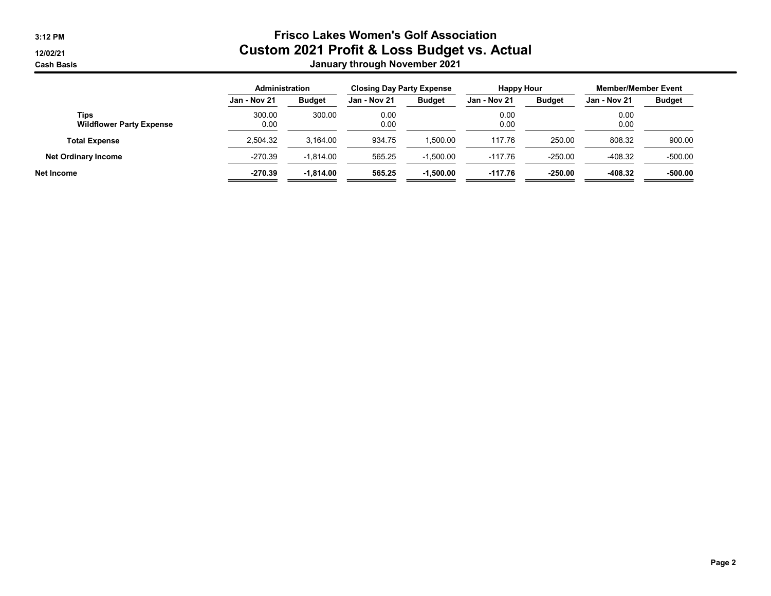# Frisco Lakes Women's Golf Association

## Custom 2021 Profit & Loss Budget vs. Actual

### January through November 2021

3:12 PM
12/02/21
Cash Basis

| | Administration | | Closing Day Party Expense | | Happy Hour | | Member/Member Event | |
|---|---|---|---|---|---|---|---|---|
| | Jan - Nov 21 | Budget | Jan - Nov 21 | Budget | Jan - Nov 21 | Budget | Jan - Nov 21 | Budget |
| Tips | 300.00 | 300.00 | 0.00 | | 0.00 | | 0.00 | |
| Wildflower Party Expense | 0.00 | | 0.00 | | 0.00 | | 0.00 | |
| Total Expense | 2,504.32 | 3,164.00 | 934.75 | 1,500.00 | 117.76 | 250.00 | 808.32 | 900.00 |
| Net Ordinary Income | -270.39 | -1,814.00 | 565.25 | -1,500.00 | -117.76 | -250.00 | -408.32 | -500.00 |
| **Net Income** | **-270.39** | **-1,814.00** | **565.25** | **-1,500.00** | **-117.76** | **-250.00** | **-408.32** | **-500.00** |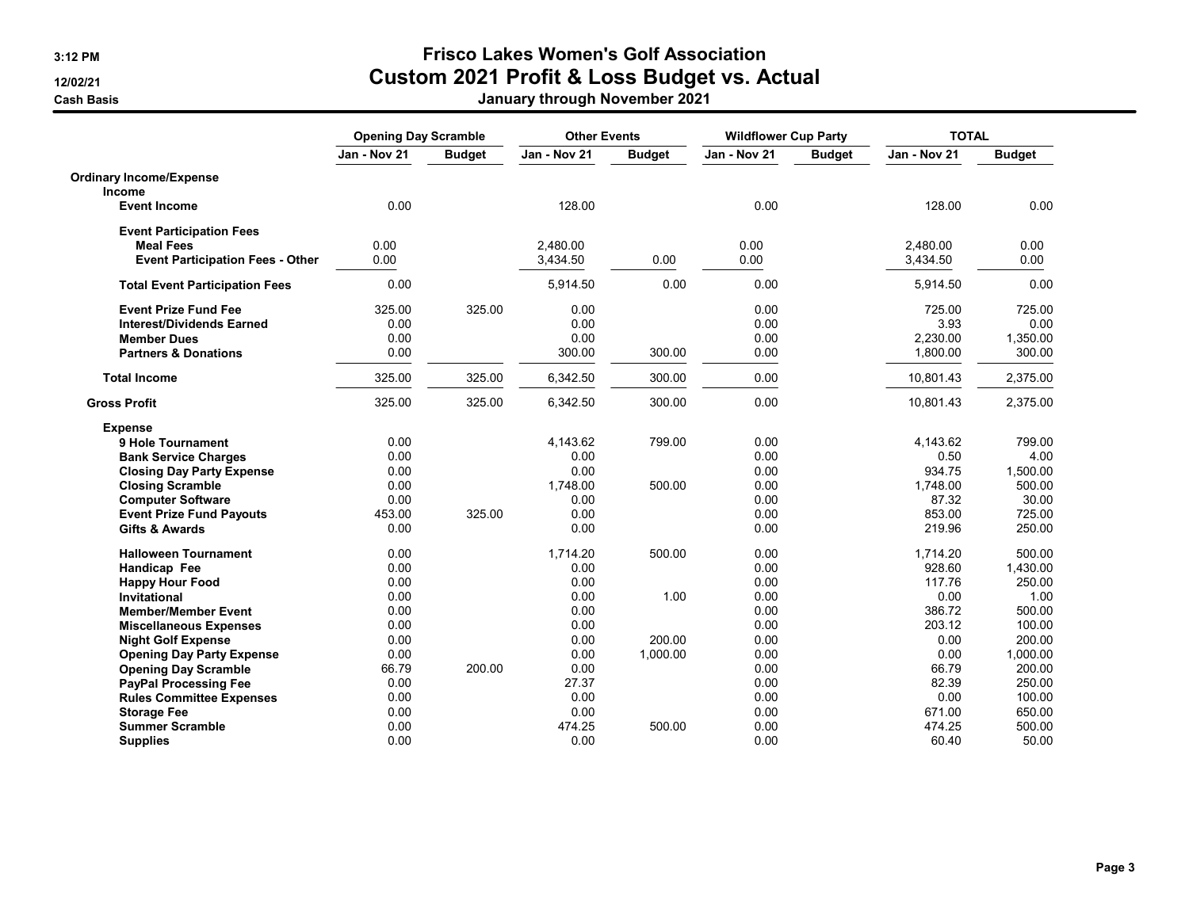# Frisco Lakes Women's Golf Association
## Custom 2021 Profit & Loss Budget vs. Actual
### January through November 2021

3:12 PM
12/02/21
Cash Basis

| | Opening Day Scramble | | Other Events | | Wildflower Cup Party | | TOTAL | |
|---|---|---|---|---|---|---|---|---|
| | Jan - Nov 21 | Budget | Jan - Nov 21 | Budget | Jan - Nov 21 | Budget | Jan - Nov 21 | Budget |
| **Ordinary Income/Expense** | | | | | | | | |
| **Income** | | | | | | | | |
| **Event Income** | 0.00 | | 128.00 | | 0.00 | | 128.00 | 0.00 |
| **Event Participation Fees** | | | | | | | | |
| **Meal Fees** | 0.00 | | 2,480.00 | | 0.00 | | 2,480.00 | 0.00 |
| **Event Participation Fees - Other** | 0.00 | | 3,434.50 | 0.00 | 0.00 | | 3,434.50 | 0.00 |
| **Total Event Participation Fees** | 0.00 | | 5,914.50 | 0.00 | 0.00 | | 5,914.50 | 0.00 |
| **Event Prize Fund Fee** | 325.00 | 325.00 | 0.00 | | 0.00 | | 725.00 | 725.00 |
| **Interest/Dividends Earned** | 0.00 | | 0.00 | | 0.00 | | 3.93 | 0.00 |
| **Member Dues** | 0.00 | | 0.00 | | 0.00 | | 2,230.00 | 1,350.00 |
| **Partners & Donations** | 0.00 | | 300.00 | 300.00 | 0.00 | | 1,800.00 | 300.00 |
| **Total Income** | 325.00 | 325.00 | 6,342.50 | 300.00 | 0.00 | | 10,801.43 | 2,375.00 |
| **Gross Profit** | 325.00 | 325.00 | 6,342.50 | 300.00 | 0.00 | | 10,801.43 | 2,375.00 |
| **Expense** | | | | | | | | |
| **9 Hole Tournament** | 0.00 | | 4,143.62 | 799.00 | 0.00 | | 4,143.62 | 799.00 |
| **Bank Service Charges** | 0.00 | | 0.00 | | 0.00 | | 0.50 | 4.00 |
| **Closing Day Party Expense** | 0.00 | | 0.00 | | 0.00 | | 934.75 | 1,500.00 |
| **Closing Scramble** | 0.00 | | 1,748.00 | 500.00 | 0.00 | | 1,748.00 | 500.00 |
| **Computer Software** | 0.00 | | 0.00 | | 0.00 | | 87.32 | 30.00 |
| **Event Prize Fund Payouts** | 453.00 | 325.00 | 0.00 | | 0.00 | | 853.00 | 725.00 |
| **Gifts & Awards** | 0.00 | | 0.00 | | 0.00 | | 219.96 | 250.00 |
| **Halloween Tournament** | 0.00 | | 1,714.20 | 500.00 | 0.00 | | 1,714.20 | 500.00 |
| **Handicap Fee** | 0.00 | | 0.00 | | 0.00 | | 928.60 | 1,430.00 |
| **Happy Hour Food** | 0.00 | | 0.00 | | 0.00 | | 117.76 | 250.00 |
| **Invitational** | 0.00 | | 0.00 | 1.00 | 0.00 | | 0.00 | 1.00 |
| **Member/Member Event** | 0.00 | | 0.00 | | 0.00 | | 386.72 | 500.00 |
| **Miscellaneous Expenses** | 0.00 | | 0.00 | | 0.00 | | 203.12 | 100.00 |
| **Night Golf Expense** | 0.00 | | 0.00 | 200.00 | 0.00 | | 0.00 | 200.00 |
| **Opening Day Party Expense** | 0.00 | | 0.00 | 1,000.00 | 0.00 | | 0.00 | 1,000.00 |
| **Opening Day Scramble** | 66.79 | 200.00 | 0.00 | | 0.00 | | 66.79 | 200.00 |
| **PayPal Processing Fee** | 0.00 | | 27.37 | | 0.00 | | 82.39 | 250.00 |
| **Rules Committee Expenses** | 0.00 | | 0.00 | | 0.00 | | 0.00 | 100.00 |
| **Storage Fee** | 0.00 | | 0.00 | | 0.00 | | 671.00 | 650.00 |
| **Summer Scramble** | 0.00 | | 474.25 | 500.00 | 0.00 | | 474.25 | 500.00 |
| **Supplies** | 0.00 | | 0.00 | | 0.00 | | 60.40 | 50.00 |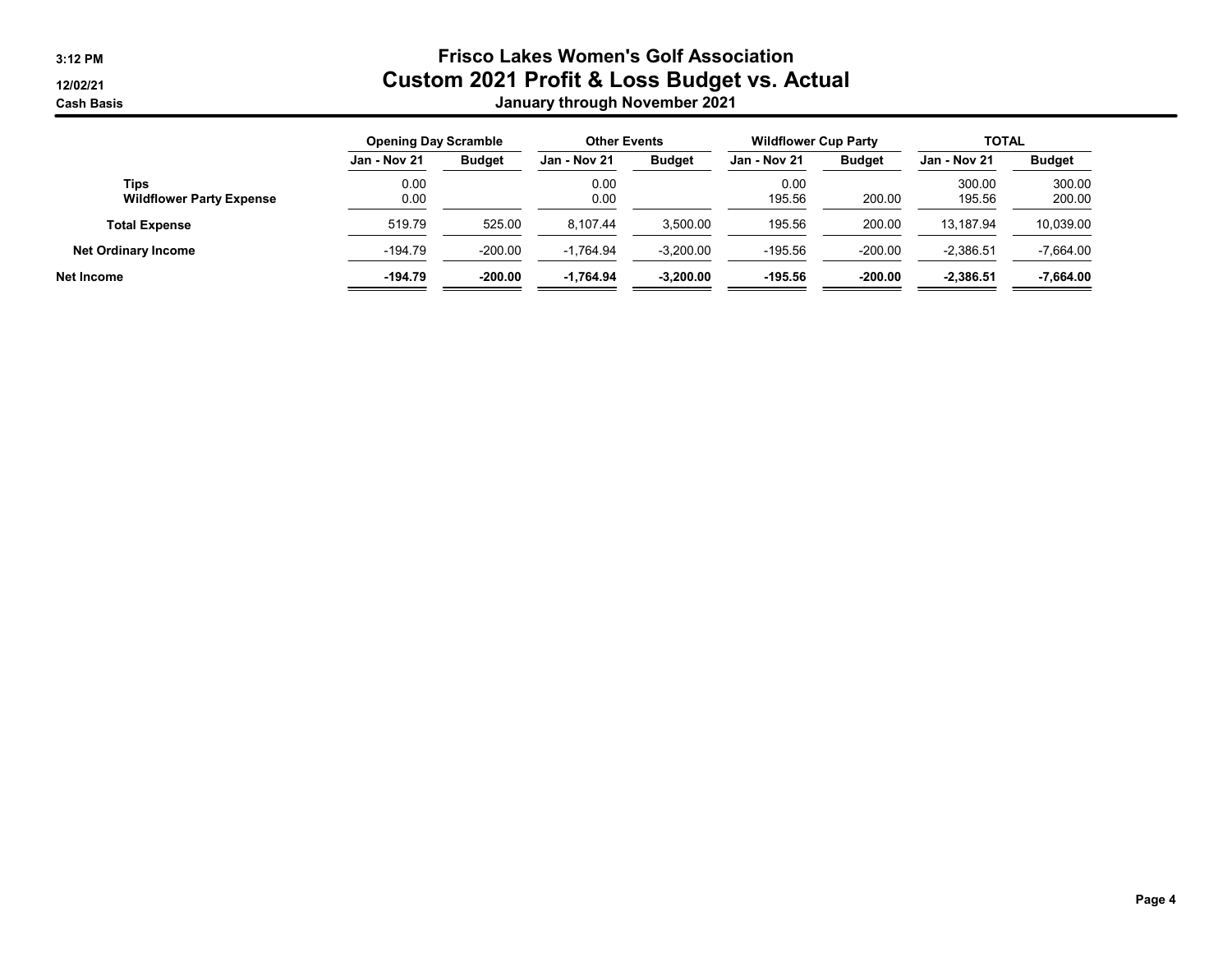# Frisco Lakes Women's Golf Association
## Custom 2021 Profit & Loss Budget vs. Actual
### January through November 2021

3:12 PM
12/02/21
Cash Basis

| | Opening Day Scramble | | Other Events | | Wildflower Cup Party | | TOTAL | |
|---|---|---|---|---|---|---|---|---|
| | Jan - Nov 21 | Budget | Jan - Nov 21 | Budget | Jan - Nov 21 | Budget | Jan - Nov 21 | Budget |
| **Tips** | 0.00 | | 0.00 | | 0.00 | | 300.00 | 300.00 |
| **Wildflower Party Expense** | 0.00 | | 0.00 | | 195.56 | 200.00 | 195.56 | 200.00 |
| **Total Expense** | 519.79 | 525.00 | 8,107.44 | 3,500.00 | 195.56 | 200.00 | 13,187.94 | 10,039.00 |
| **Net Ordinary Income** | -194.79 | -200.00 | -1,764.94 | -3,200.00 | -195.56 | -200.00 | -2,386.51 | -7,664.00 |
| **Net Income** | **-194.79** | **-200.00** | **-1,764.94** | **-3,200.00** | **-195.56** | **-200.00** | **-2,386.51** | **-7,664.00** |